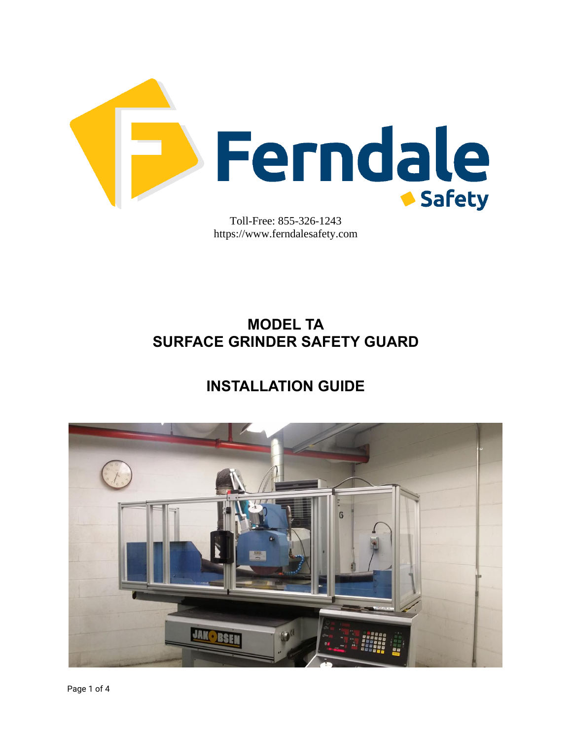Ferndale Safety

Toll-Free: 855-326-1243
https://www.ferndalesafety.com

# MODEL TA
# SURFACE GRINDER SAFETY GUARD

## INSTALLATION GUIDE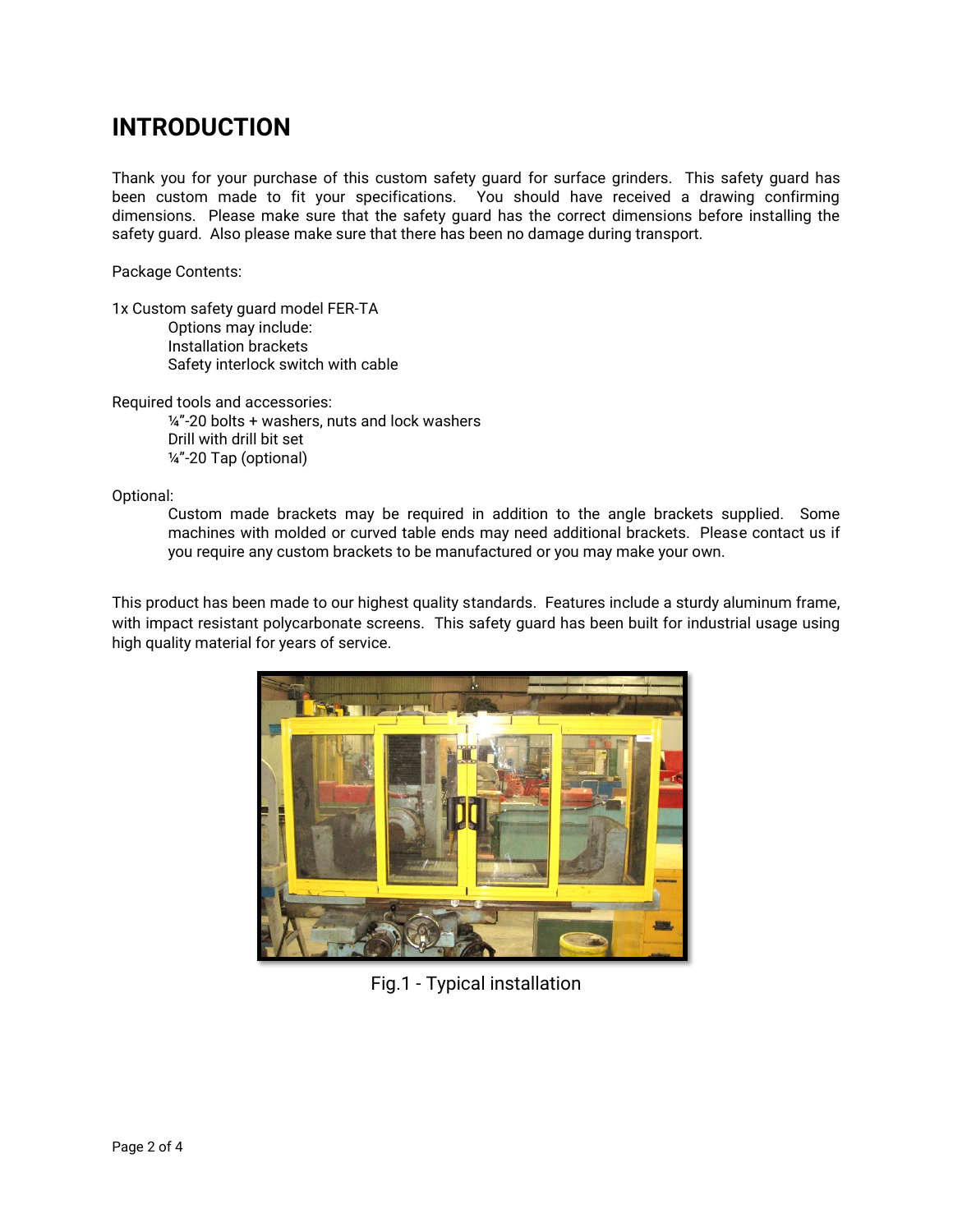# INTRODUCTION

Thank you for your purchase of this custom safety guard for surface grinders. This safety guard has been custom made to fit your specifications. You should have received a drawing confirming dimensions. Please make sure that the safety guard has the correct dimensions before installing the safety guard. Also please make sure that there has been no damage during transport.

Package Contents:

1x Custom safety guard model FER-TA

> Options may include:
> Installation brackets
> Safety interlock switch with cable

Required tools and accessories:

> ¼”-20 bolts + washers, nuts and lock washers
> Drill with drill bit set
> ¼”-20 Tap (optional)

Optional:

> Custom made brackets may be required in addition to the angle brackets supplied. Some machines with molded or curved table ends may need additional brackets. Please contact us if you require any custom brackets to be manufactured or you may make your own.

This product has been made to our highest quality standards. Features include a sturdy aluminum frame, with impact resistant polycarbonate screens. This safety guard has been built for industrial usage using high quality material for years of service.

Fig.1 - Typical installation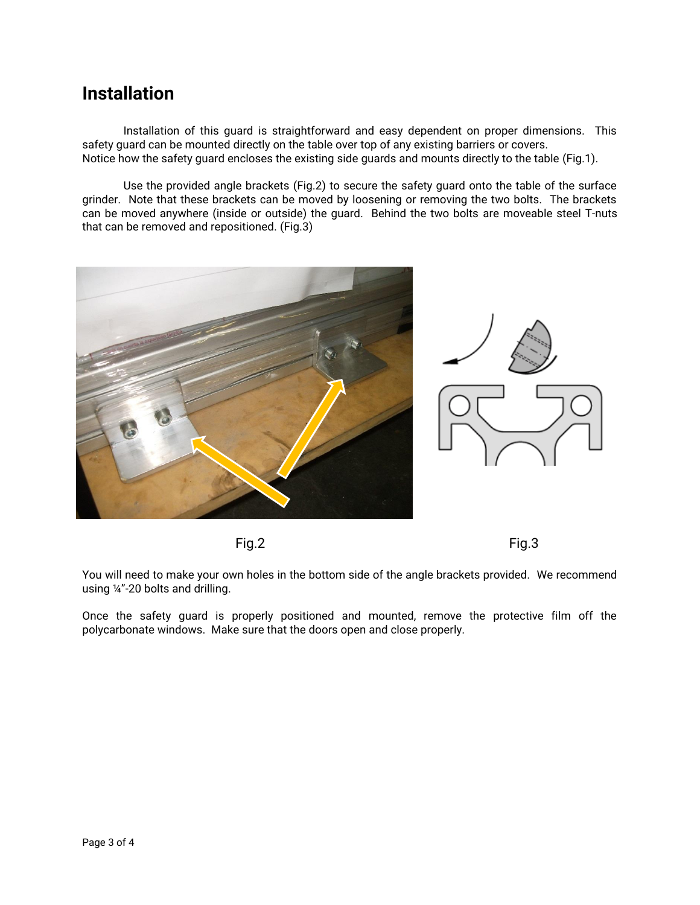# Installation

Installation of this guard is straightforward and easy dependent on proper dimensions. This safety guard can be mounted directly on the table over top of any existing barriers or covers. Notice how the safety guard encloses the existing side guards and mounts directly to the table (Fig.1).

Use the provided angle brackets (Fig.2) to secure the safety guard onto the table of the surface grinder. Note that these brackets can be moved by loosening or removing the two bolts. The brackets can be moved anywhere (inside or outside) the guard. Behind the two bolts are moveable steel T-nuts that can be removed and repositioned. (Fig.3)

Fig.2

Fig.3

You will need to make your own holes in the bottom side of the angle brackets provided. We recommend using ¼"-20 bolts and drilling.

Once the safety guard is properly positioned and mounted, remove the protective film off the polycarbonate windows. Make sure that the doors open and close properly.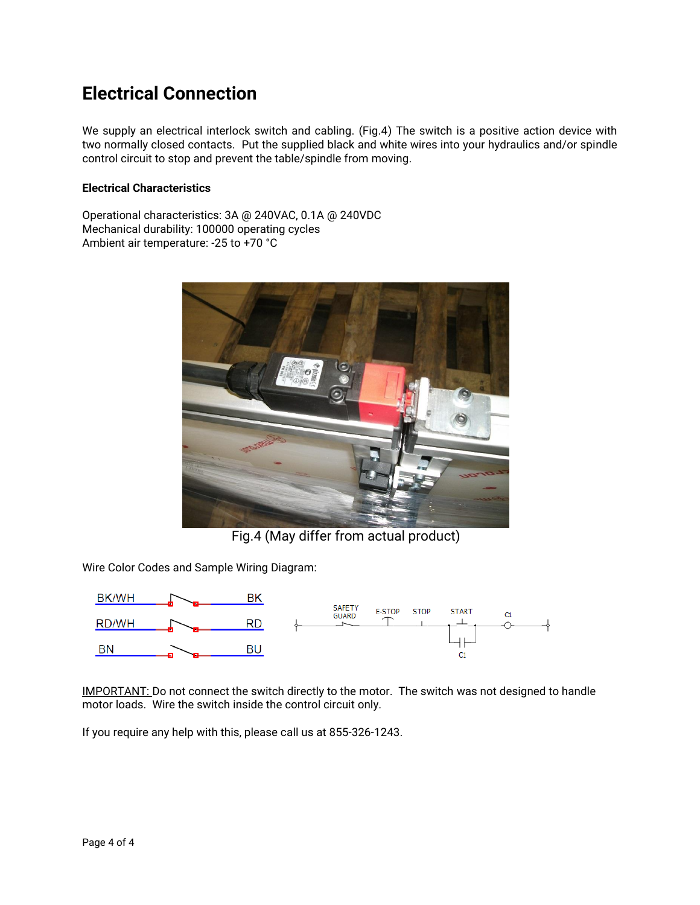# Electrical Connection

We supply an electrical interlock switch and cabling. (Fig.4) The switch is a positive action device with two normally closed contacts. Put the supplied black and white wires into your hydraulics and/or spindle control circuit to stop and prevent the table/spindle from moving.

**Electrical Characteristics**

Operational characteristics: 3A @ 240VAC, 0.1A @ 240VDC
Mechanical durability: 100000 operating cycles
Ambient air temperature: -25 to +70 °C

Fig.4 (May differ from actual product)

Wire Color Codes and Sample Wiring Diagram:

BK/WH
BK
RD/WH
RD
BN
BU

SAFETY GUARD
E-STOP
STOP
START
C1
C1

IMPORTANT: Do not connect the switch directly to the motor. The switch was not designed to handle motor loads. Wire the switch inside the control circuit only.

If you require any help with this, please call us at 855-326-1243.